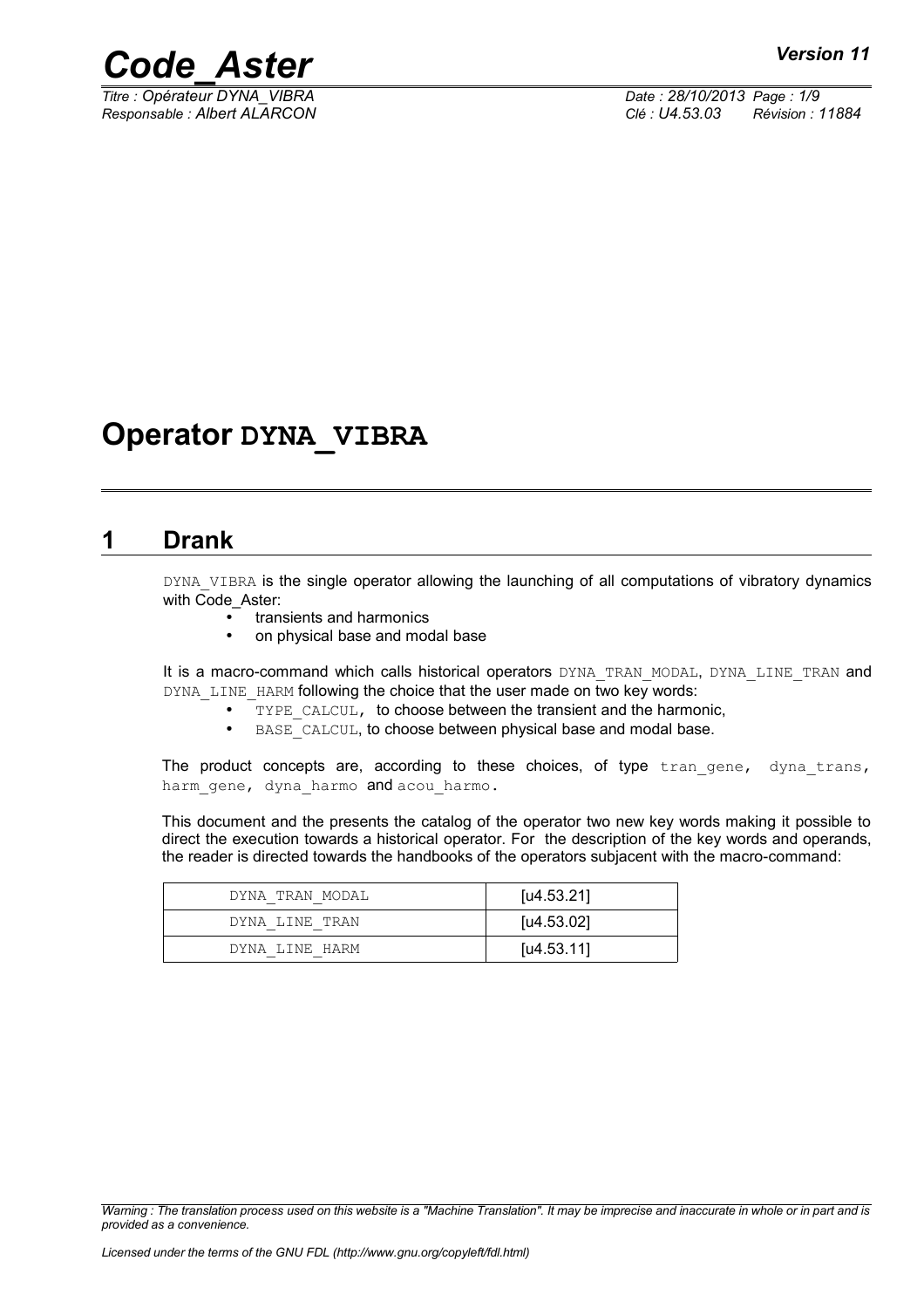# Operator DYNA_VIBRA

## 1 Drank

DYNA_VIBRA is the single operator allowing the launching of all computations of vibratory dynamics with Code_Aster:

- transients and harmonics
- on physical base and modal base

It is a macro-command which calls historical operators DYNA_TRAN_MODAL, DYNA_LINE_TRAN and DYNA_LINE_HARM following the choice that the user made on two key words:

- TYPE_CALCUL, to choose between the transient and the harmonic,
- BASE_CALCUL, to choose between physical base and modal base.

The product concepts are, according to these choices, of type tran_gene, dyna_trans, harm_gene, dyna_harmo and acou_harmo.

This document and the presents the catalog of the operator two new key words making it possible to direct the execution towards a historical operator. For the description of the key words and operands, the reader is directed towards the handbooks of the operators subjacent with the macro-command:

| | |
|---|---|
| DYNA_TRAN_MODAL | [u4.53.21] |
| DYNA_LINE_TRAN | [u4.53.02] |
| DYNA_LINE_HARM | [u4.53.11] |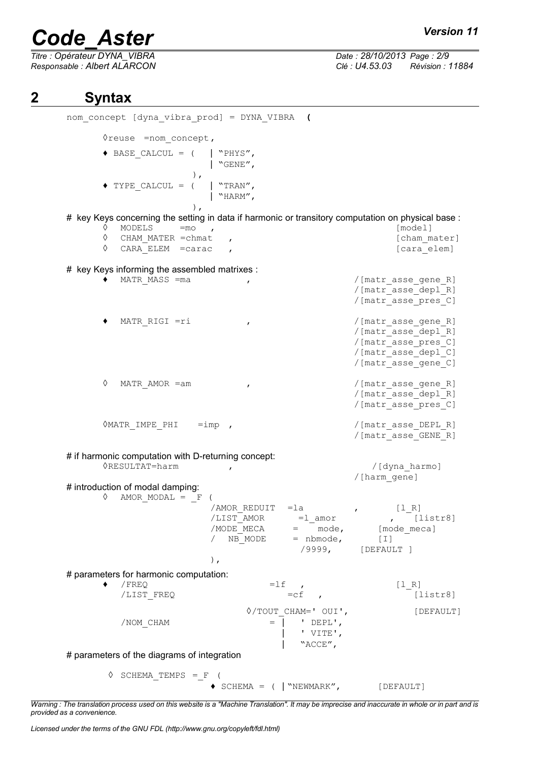# 2 Syntax

```
nom_concept [dyna_vibra_prod] = DYNA_VIBRA  (

        ◊reuse  =nom_concept,

        ♦ BASE_CALCUL = (   | "PHYS",
                            | "GENE",
                        ),
        ♦ TYPE_CALCUL = (   | "TRAN",
                            | "HARM",
                        ),
```

# key Keys concerning the setting in data if harmonic or transitory computation on physical base :

```
        ◊  MODELS     =mo   ,                               [model]
        ◊  CHAM_MATER =chmat   ,                            [cham_mater]
        ◊  CARA_ELEM  =carac   ,                            [cara_elem]
```

# key Keys informing the assembled matrixes :

```
        ♦  MATR_MASS =ma          ,                    /[matr_asse_gene_R]
                                                       /[matr_asse_depl_R]
                                                       /[matr_asse_pres_C]

        ♦  MATR_RIGI =ri          ,                    /[matr_asse_gene_R]
                                                       /[matr_asse_depl_R]
                                                       /[matr_asse_pres_C]
                                                       /[matr_asse_depl_C]
                                                       /[matr_asse_gene_C]

        ◊  MATR_AMOR =am          ,                    /[matr_asse_gene_R]
                                                       /[matr_asse_depl_R]
                                                       /[matr_asse_pres_C]

        ◊MATR_IMPE_PHI    =imp  ,                      /[matr_asse_DEPL_R]
                                                       /[matr_asse_GENE_R]
```

# if harmonic computation with D-returning concept:

```
        ◊RESULTAT=harm          ,                        /[dyna_harmo]
                                                       /[harm_gene]
```

# introduction of modal damping:

```
        ◊  AMOR_MODAL = _F (
                        /AMOR_REDUIT  =la          ,        [l_R]
                        /LIST_AMOR      =l_amor          ,    [listr8]
                        /MODE_MECA     =    mode,       [mode_meca]
                        /  NB_MODE     = nbmode,       [I]
                                         /9999,     [DEFAULT ]
                        ),
```

# parameters for harmonic computation:

```
        ♦  /FREQ                      =lf   ,                  [l_R]
           /LIST_FREQ                     =cf   ,                [listr8]

                               ◊/TOUT_CHAM=' OUI',           [DEFAULT]
           /NOM_CHAM                  = |   ' DEPL',
                                        |   ' VITE',
                                        |   "ACCE",
```

# parameters of the diagrams of integration

```
        ◊  SCHEMA_TEMPS = F (
                        ♦ SCHEMA = ( |"NEWMARK",         [DEFAULT]
```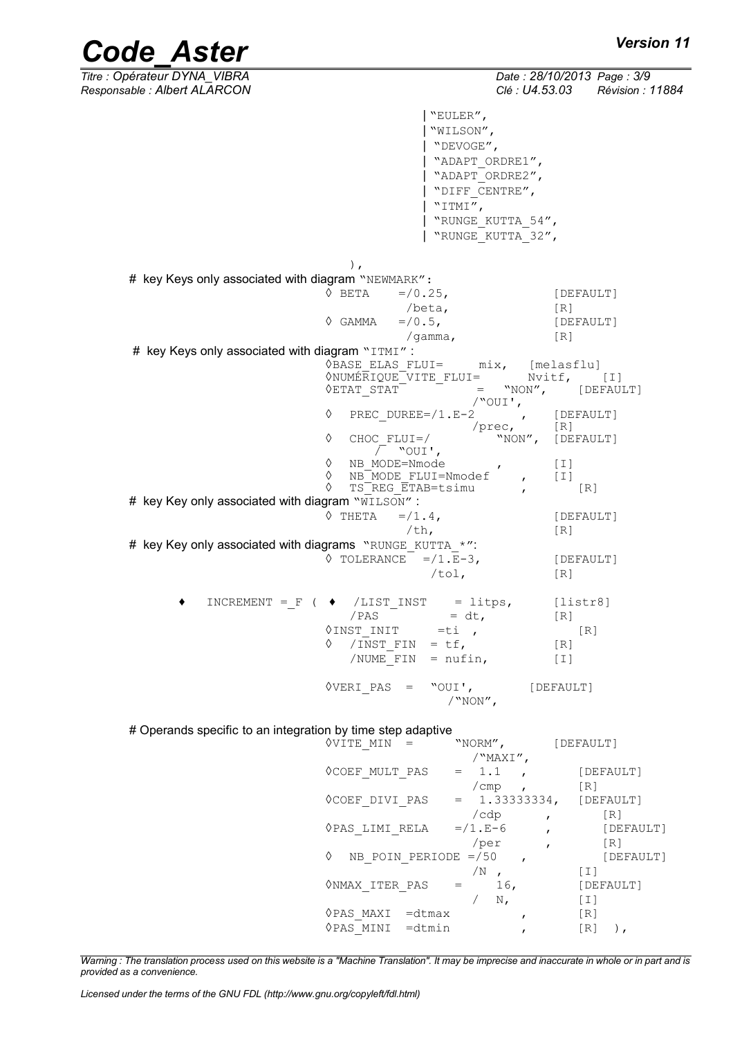```
                                         |"EULER",
                                         |"WILSON",
                                         | "DEVOGE",
                                         | "ADAPT_ORDRE1",
                                         | "ADAPT_ORDRE2",
                                         | "DIFF_CENTRE",
                                         | "ITMI",
                                         | "RUNGE_KUTTA_54",
                                         | "RUNGE_KUTTA_32",

                              ),
# key Keys only associated with diagram "NEWMARK":
                              ◊ BETA    =/0.25,              [DEFAULT]
                                         /beta,              [R]
                              ◊ GAMMA   =/0.5,               [DEFAULT]
                                         /gamma,             [R]
 # key Keys only associated with diagram "ITMI" :
                              ◊BASE_ELAS_FLUI=     mix,  [melasflu]
                              ◊NUMÉRIQUE_VITE_FLUI=      Nvitf,    [I]
                              ◊ETAT_STAT           =   "NON",    [DEFAULT]
                                                  /"OUI',
                              ◊  PREC_DUREE=/1.E-2       ,    [DEFAULT]
                                                  /prec,      [R]
                              ◊  CHOC_FLUI=/          "NON",  [DEFAULT]
                                    /  "OUI',
                              ◊  NB_MODE=Nmode         ,        [I]
                              ◊  NB_MODE_FLUI=Nmodef     ,   [I]
                              ◊  TS_REG_ETAB=tsimu       ,        [R]
# key Key only associated with diagram "WILSON" :
                              ◊ THETA   =/1.4,               [DEFAULT]
                                         /th,                [R]
# key Key only associated with diagrams "RUNGE_KUTTA_*":
                              ◊ TOLERANCE  =/1.E-3,          [DEFAULT]
                                            /tol,            [R]

   ♦   INCREMENT =_F ( ♦  /LIST_INST    = litps,      [listr8]
                             /PAS          = dt,          [R]
                          ◊INST_INIT     =ti  ,              [R]
                          ◊  /INST_FIN  = tf,             [R]
                             /NUME_FIN  = nufin,          [I]

                          ◊VERI_PAS  =  "OUI',        [DEFAULT]
                                          /"NON",

# Operands specific to an integration by time step adaptive
                          ◊VITE_MIN  =       "NORM",        [DEFAULT]
                                              /"MAXI",
                          ◊COEF_MULT_PAS    =  1.1   ,        [DEFAULT]
                                              /cmp   ,        [R]
                          ◊COEF_DIVI_PAS    =  1.33333334,  [DEFAULT]
                                              /cdp      ,        [R]
                          ◊PAS_LIMI_RELA    =/1.E-6      ,        [DEFAULT]
                                              /per       ,        [R]
                          ◊  NB_POIN_PERIODE =/50    ,           [DEFAULT]
                                              /N ,            [I]
                          ◊NMAX_ITER_PAS    =     16,        [DEFAULT]
                                              /  N,          [I]
                          ◊PAS_MAXI  =dtmax          ,        [R]
                          ◊PAS_MINI  =dtmin          ,        [R]  ),
```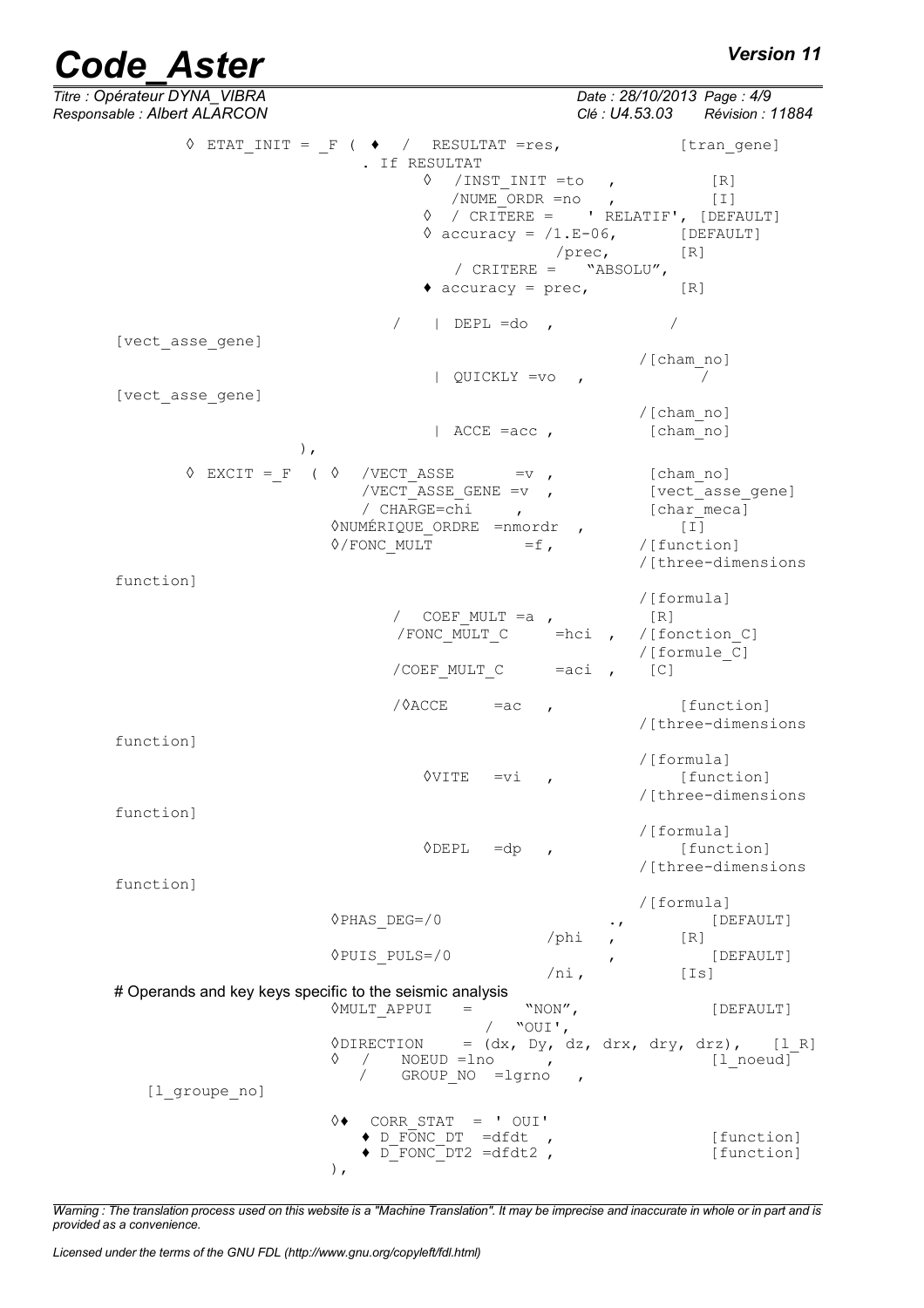```
◊ ETAT_INIT = _F ( ♦  /  RESULTAT =res,              [tran_gene]
                   . If RESULTAT
                        ◊  /INST_INIT =to   ,            [R]
                           /NUME_ORDR =no   ,            [I]
                        ◊  / CRITERE =    ' RELATIF', [DEFAULT]
                        ◊ accuracy = /1.E-06,        [DEFAULT]
                                     /prec,          [R]
                           / CRITERE =   "ABSOLU",
                        ♦ accuracy = prec,           [R]

                     /   | DEPL =do  ,               /
[vect_asse_gene]
                                                     /[cham_no]
                        | QUICKLY =vo  ,             /
[vect_asse_gene]
                                                     /[cham_no]
                        | ACCE =acc ,                [cham_no]
              ),

◊ EXCIT =_F  ( ◊  /VECT_ASSE       =v ,           [cham_no]
                  /VECT_ASSE_GENE =v  ,           [vect_asse_gene]
                  / CHARGE=chi     ,              [char_meca]
               ◊NUMÉRIQUE_ORDRE =nmordr  ,        [I]
               ◊/FONC_MULT          =f,          /[function]
                                                 /[three-dimensions
function]
                                                 /[formula]
                  /  COEF_MULT =a ,              [R]
                  /FONC_MULT_C      =hci ,  /[fonction_C]
                                                 /[formule_C]
                  /COEF_MULT_C      =aci  ,   [C]

                  /◊ACCE     =ac   ,              [function]
                                                 /[three-dimensions
function]
                                                 /[formula]
                     ◊VITE   =vi   ,              [function]
                                                 /[three-dimensions
function]
                                                 /[formula]
                     ◊DEPL   =dp   ,              [function]
                                                 /[three-dimensions
function]
                                                 /[formula]
               ◊PHAS_DEG=/0                 .,        [DEFAULT]
                                    /phi   ,       [R]
               ◊PUIS_PULS=/0                ,         [DEFAULT]
                                    /ni ,          [Is]
# Operands and key keys specific to the seismic analysis
               ◊MULT_APPUI    =      "NON",            [DEFAULT]
                                 /  "OUI',
               ◊DIRECTION     = (dx, Dy, dz, drx, dry, drz),   [l_R]
               ◊  /    NOEUD =lno      ,                 [l_noeud]
                  /    GROUP_NO  =lgrno    ,
    [l_groupe_no]

               ◊♦  CORR_STAT  = ' OUI'
                  ♦ D_FONC_DT  =dfdt  ,                  [function]
                  ♦ D_FONC_DT2 =dfdt2 ,                  [function]
               ),
```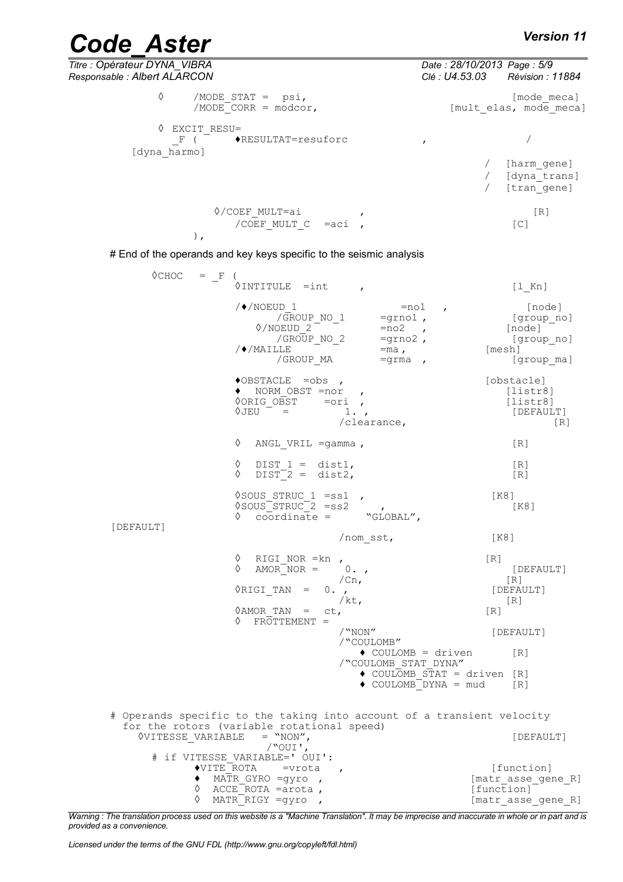```
    ◊      /MODE_STAT =  psi,                                     [mode_meca]
           /MODE_CORR = modcor,                       [mult_elas, mode_meca]

    ◊ EXCIT_RESU=
        _F (      ♦RESULTAT=resuforc          ,              /
[dyna_harmo]
                                                          /  [harm_gene]
                                                          /  [dyna_trans]
                                                          /  [tran_gene]

          ◊/COEF_MULT=ai          ,                               [R]
           /COEF_MULT_C  =aci  ,                                 [C]
       ),
```

# End of the operands and key keys specific to the seismic analysis

```
    ◊CHOC   = _F (
                 ◊INTITULE  =int      ,                        [l_Kn]

                 /♦/NOEUD_1                 =no1   ,            [node]
                      /GROUP_NO_1        =grno1 ,              [group_no]
                   ◊/NOEUD_2             =no2   ,             [node]
                      /GROUP_NO_2        =grno2 ,              [group_no]
                 /♦/MAILLE               =ma ,               [mesh]
                      /GROUP_MA          =grma  ,              [group_ma]

                 ♦OBSTACLE  =obs  ,                          [obstacle]
                 ♦  NORM_OBST =nor   ,                          [listr8]
                 ◊ORIG_OBST    =ori  ,                          [listr8]
                 ◊JEU    =          1. ,                         [DEFAULT]
                                /clearance,                           [R]

                 ◊  ANGL_VRIL =gamma ,                           [R]

                 ◊  DIST_1 =  dist1,                             [R]
                 ◊  DIST_2 =  dist2,                             [R]

                 ◊SOUS_STRUC_1 =ss1  ,                        [K8]
                 ◊SOUS_STRUC_2 =ss2      ,                         [K8]
                 ◊  coordinate =      "GLOBAL",
[DEFAULT]
                                /nom_sst,                     [K8]

                 ◊  RIGI_NOR =kn ,                           [R]
                 ◊  AMOR_NOR =    0. ,                              [DEFAULT]
                                /Cn,                            [R]
                 ◊RIGI_TAN  =  0. ,                           [DEFAULT]
                                /kt,                              [R]
                 ◊AMOR_TAN  =  ct,                           [R]
                 ◊  FROTTEMENT =
                                /"NON"                        [DEFAULT]
                                /"COULOMB"
                                   ♦ COULOMB = driven       [R]
                                /"COULOMB_STAT_DYNA"
                                   ♦ COULOMB_STAT = driven  [R]
                                   ♦ COULOMB_DYNA = mud     [R]


# Operands specific to the taking into account of a transient velocity
  for the rotors (variable rotational speed)
    ◊VITESSE_VARIABLE   = "NON",                                 [DEFAULT]
                       /"OUI',
      # if VITESSE_VARIABLE=' OUI':
           ♦VITE_ROTA    =vrota   ,                          [function]
           ♦  MATR_GYRO =gyro  ,                          [matr_asse_gene_R]
           ◊  ACCE_ROTA =arota ,                          [function]
           ◊  MATR_RIGY =gyro  ,                          [matr_asse_gene_R]
```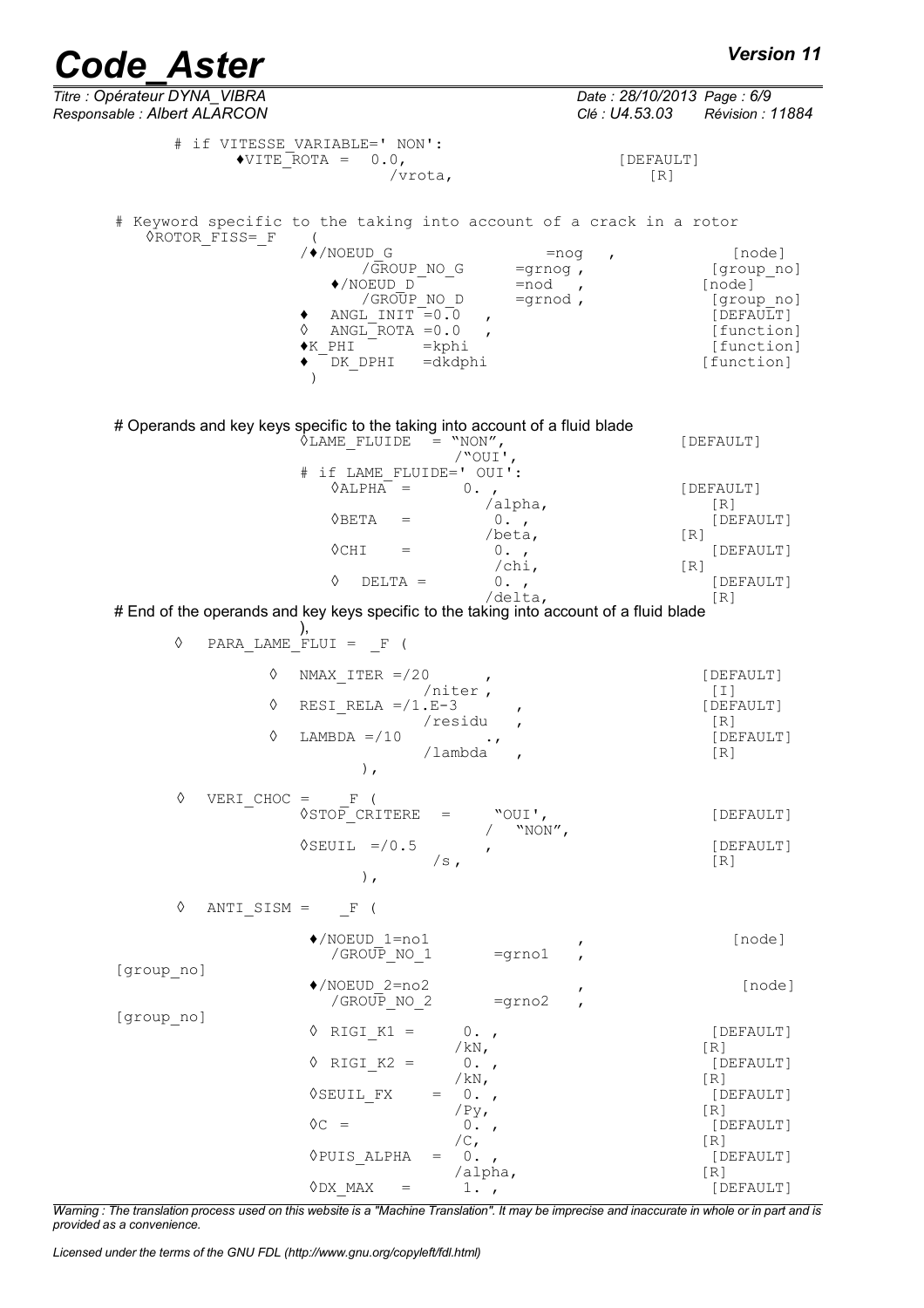```
        # if VITESSE_VARIABLE=' NON':
              ♦VITE_ROTA =  0.0,                              [DEFAULT]
                              /vrota,                             [R]

    # Keyword specific to the taking into account of a crack in a rotor
      ◊ROTOR_FISS=_F    (
                         /♦/NOEUD_G                  =nog   ,            [node]
                              /GROUP_NO_G         =grnog ,           [group_no]
                            ♦/NOEUD_D             =nod   ,           [node]
                              /GROUP_NO_D         =grnod ,           [group_no]
                         ♦  ANGL_INIT =0.0  ,                         [DEFAULT]
                         ◊  ANGL_ROTA =0.0  ,                         [function]
                         ♦K_PHI       =kphi                           [function]
                         ♦  DK_DPHI   =dkdphi                        [function]
                          )


# Operands and key keys specific to the taking into account of a fluid blade
                         ◊LAME_FLUIDE  = "NON",                      [DEFAULT]
                                        /"OUI',
                         # if LAME_FLUIDE=' OUI':
                            ◊ALPHA =      0. ,                        [DEFAULT]
                                          /alpha,                         [R]
                            ◊BETA   =       0. ,                          [DEFAULT]
                                          /beta,                      [R]
                            ◊CHI    =       0. ,                          [DEFAULT]
                                           /chi,                      [R]
                            ◊   DELTA =     0. ,                          [DEFAULT]
                                          /delta,                         [R]
# End of the operands and key keys specific to the taking into account of a fluid blade
                         ),
        ◊   PARA_LAME_FLUI =  _F (

                 ◊  NMAX_ITER =/20       ,                             [DEFAULT]
                                   /niter ,                            [I]
                 ◊  RESI_RELA =/1.E-3       ,                          [DEFAULT]
                                   /residu   ,                         [R]
                 ◊  LAMBDA =/10          .,                            [DEFAULT]
                                  /lambda   ,                          [R]
                         ),

        ◊   VERI_CHOC =    _F (
                         ◊STOP_CRITERE  =      "OUI',                   [DEFAULT]
                                             /  "NON",
                         ◊SEUIL  =/0.5        ,                         [DEFAULT]
                                        /s ,                            [R]
                         ),

        ◊   ANTI_SISM =    _F (

                         ♦/NOEUD_1=no1                    ,              [node]
                           /GROUP_NO_1       =grno1   ,
[group_no]
                         ♦/NOEUD_2=no2                    ,               [node]
                           /GROUP_NO_2       =grno2   ,
[group_no]
                         ◊ RIGI_K1 =       0. ,                         [DEFAULT]
                                         /kN,                          [R]
                         ◊ RIGI_K2 =       0. ,                         [DEFAULT]
                                         /kN,                          [R]
                         ◊SEUIL_FX     =  0. ,                          [DEFAULT]
                                         /Py,                          [R]
                         ◊C =              0. ,                         [DEFAULT]
                                         /C,                           [R]
                         ◊PUIS_ALPHA   =  0. ,                          [DEFAULT]
                                         /alpha,                       [R]
                         ◊DX_MAX    =      1. ,                         [DEFAULT]
```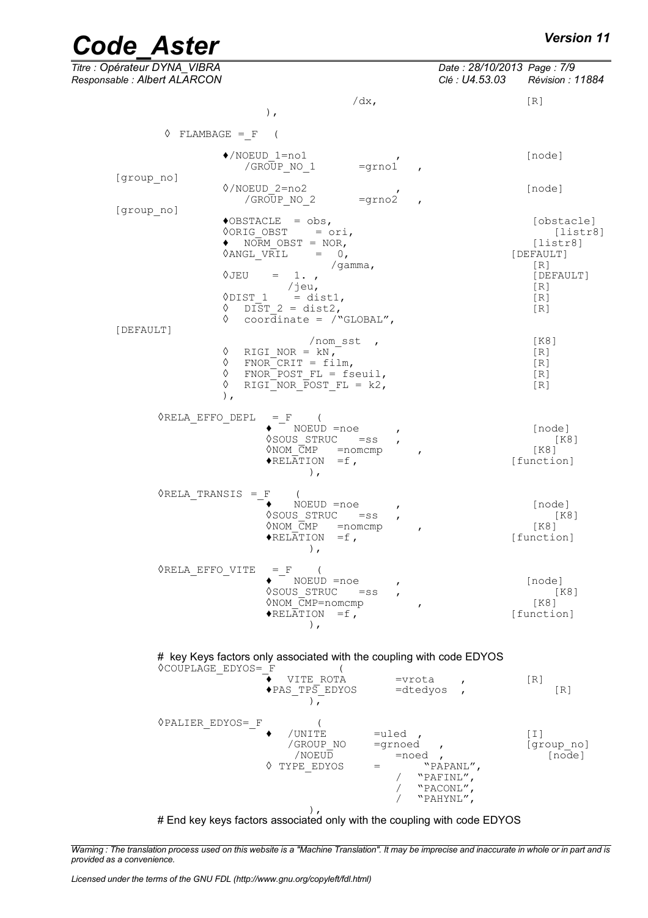```
                                        /dx,                    [R]
                    ),

    ◊ FLAMBAGE =_F  (

            ♦/NOEUD_1=no1              ,                    [node]
               /GROUP_NO_1      =grno1  ,
[group_no]
            ◊/NOEUD_2=no2              ,                    [node]
               /GROUP_NO_2      =grno2  ,
[group_no]
            ♦OBSTACLE  = obs,                                [obstacle]
            ◊ORIG_OBST    = ori,                                [listr8]
            ♦  NORM_OBST = NOR,                              [listr8]
            ◊ANGL_VRIL    =  0,                             [DEFAULT]
                           /gamma,                           [R]
            ◊JEU    =  1. ,                                  [DEFAULT]
                    /jeu,                                    [R]
            ◊DIST_1    = dist1,                              [R]
            ◊  DIST_2 = dist2,                               [R]
            ◊  coordinate = /"GLOBAL",
[DEFAULT]
                        /nom_sst  ,                          [K8]
            ◊  RIGI_NOR = kN,                                [R]
            ◊  FNOR_CRIT = film,                             [R]
            ◊  FNOR_POST_FL = fseuil,                        [R]
            ◊  RIGI_NOR_POST_FL = k2,                        [R]
            ),

    ◊RELA_EFFO_DEPL  = F    (
                    ♦  NOEUD =noe      ,                     [node]
                    ◊SOUS_STRUC   =ss   ,                       [K8]
                    ◊NOM_CMP   =nomcmp      ,                [K8]
                    ♦RELATION  =f,                          [function]
                            ),

    ◊RELA_TRANSIS = F    (
                    ♦   NOEUD =noe      ,                    [node]
                    ◊SOUS_STRUC   =ss   ,                       [K8]
                    ◊NOM_CMP   =nomcmp      ,                [K8]
                    ♦RELATION  =f,                          [function]
                            ),

    ◊RELA_EFFO_VITE  = F    (
                    ♦  NOEUD =noe      ,                     [node]
                    ◊SOUS_STRUC   =ss   ,                       [K8]
                    ◊NOM_CMP=nomcmp         ,                [K8]
                    ♦RELATION  =f,                          [function]
                            ),


    # key Keys factors only associated with the coupling with code EDYOS
    ◊COUPLAGE_EDYOS=_F          (
                    ♦  VITE_ROTA        =vrota    ,           [R]
                    ♦PAS_TPS_EDYOS      =dtedyos  ,               [R]
                        ),

    ◊PALIER_EDYOS=_F         (
                    ♦  /UNITE        =uled  ,                 [I]
                       /GROUP_NO     =grnoed    ,             [group_no]
                        /NOEUD          =noed  ,                 [node]
                    ◊ TYPE_EDYOS     =         "PAPANL",
                                           /  "PAFINL",
                                           /  "PACONL",
                                           /  "PAHYNL",
                        ),
    # End key keys factors associated only with the coupling with code EDYOS
```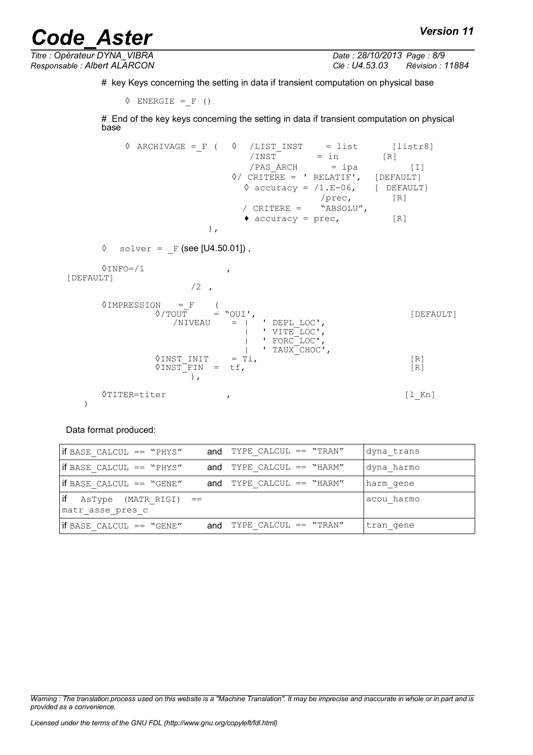# key Keys concerning the setting in data if transient computation on physical base

```
◊ ENERGIE =_F ()
```

# End of the key keys concerning the setting in data if transient computation on physical base

```
◊ ARCHIVAGE =_F (  ◊  /LIST_INST    = list        [listr8]
                      /INST         = in          [R]
                      /PAS_ARCH     = ipa         [I]
                   ◊/ CRITERE = ' RELATIF',  [DEFAULT]
                      ◊ accuracy = /1.E-06,   [ DEFAULT]
                                   /prec,       [R]
                    / CRITERE =   "ABSOLU",
                      ♦ accuracy = prec,        [R]
                ),
```

```
◊  solver = _F (see [U4.50.01]) ,
```

```
◊INFO=/1                 ,
[DEFAULT]
              /2 ,
```

```
◊IMPRESSION   = F    (
         ◊/TOUT     = "OUI',                              [DEFAULT]
           /NIVEAU    = |   ' DEPL_LOC',
                        |   ' VITE_LOC',
                        |   ' FORC_LOC',
                        |   ' TAUX_CHOC',
         ◊INST_INIT    = Ti,                              [R]
         ◊INST_FIN  =  tf,                                [R]
                ),
```

```
◊TITER=titer           ,                                  [l_Kn]
)
```

Data format produced:

| | | |
|---|---|---|
| if BASE_CALCUL == "PHYS" | and TYPE_CALCUL == "TRAN" | dyna_trans |
| if BASE_CALCUL == "PHYS" | and TYPE_CALCUL == "HARM" | dyna_harmo |
| if BASE_CALCUL == "GENE" | and TYPE_CALCUL == "HARM" | harm_gene |
| if AsType (MATR_RIGI) == matr_asse_pres_c | | acou_harmo |
| if BASE_CALCUL == "GENE" | and TYPE_CALCUL == "TRAN" | tran_gene |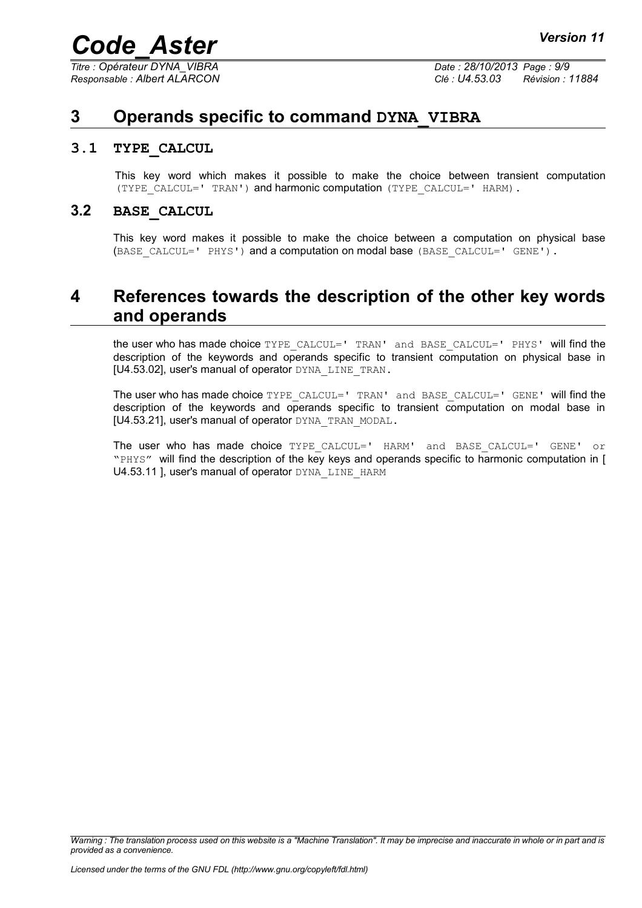# 3 Operands specific to command DYNA_VIBRA

## 3.1 TYPE_CALCUL

This key word which makes it possible to make the choice between transient computation (TYPE_CALCUL=' TRAN') and harmonic computation (TYPE_CALCUL=' HARM).

## 3.2 BASE_CALCUL

This key word makes it possible to make the choice between a computation on physical base (BASE_CALCUL=' PHYS') and a computation on modal base (BASE_CALCUL=' GENE').

# 4 References towards the description of the other key words and operands

the user who has made choice TYPE_CALCUL=' TRAN' and BASE_CALCUL=' PHYS' will find the description of the keywords and operands specific to transient computation on physical base in [U4.53.02], user's manual of operator DYNA_LINE_TRAN.

The user who has made choice TYPE_CALCUL=' TRAN' and BASE_CALCUL=' GENE' will find the description of the keywords and operands specific to transient computation on modal base in [U4.53.21], user's manual of operator DYNA_TRAN_MODAL.

The user who has made choice TYPE_CALCUL=' HARM' and BASE_CALCUL=' GENE' or "PHYS" will find the description of the key keys and operands specific to harmonic computation in [ U4.53.11 ], user's manual of operator DYNA_LINE_HARM